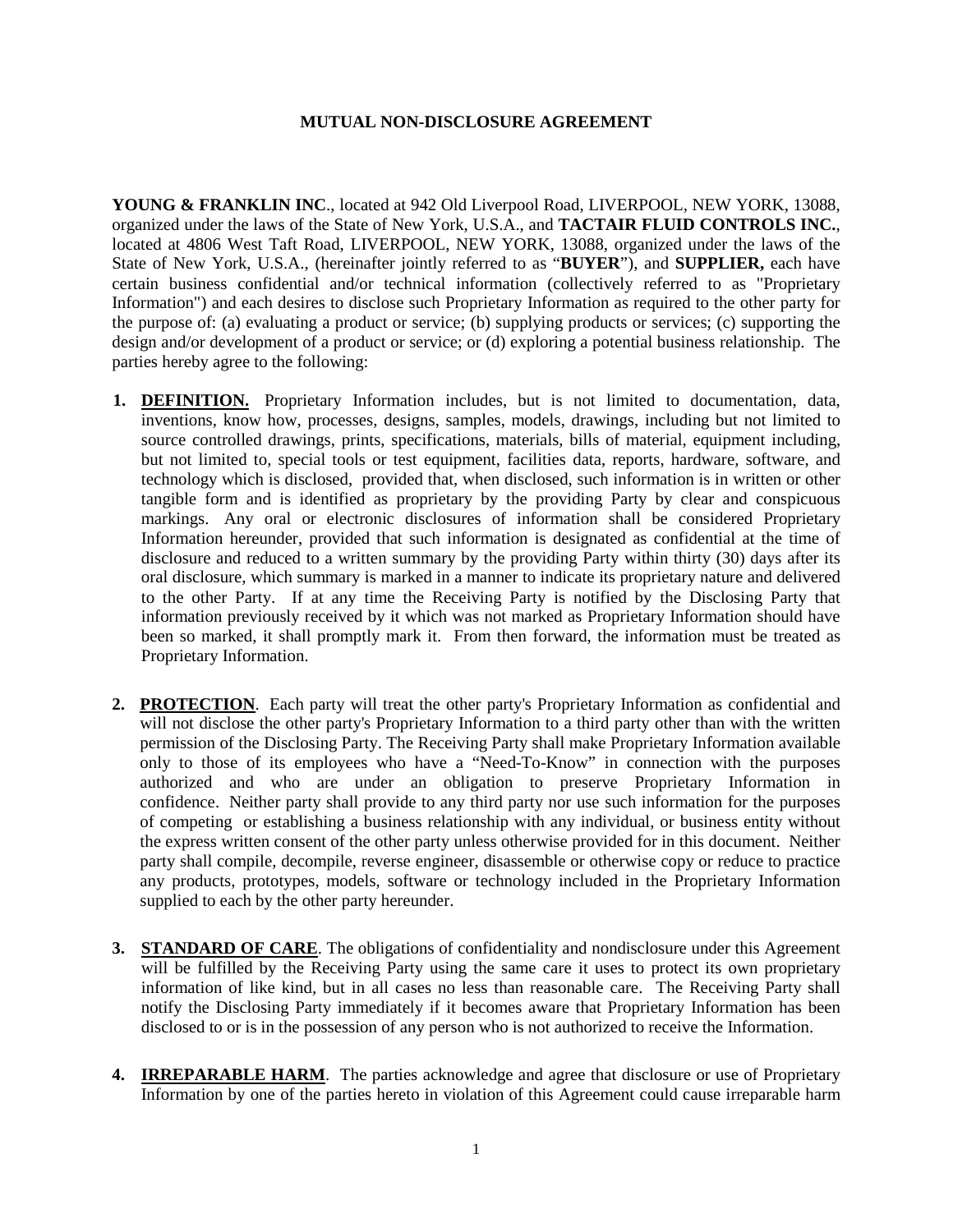# MUTUAL NON-DISCLOSURE AGREEMENT

**YOUNG & FRANKLIN INC**., located at 942 Old Liverpool Road, LIVERPOOL, NEW YORK, 13088, organized under the laws of the State of New York, U.S.A., and **TACTAIR FLUID CONTROLS INC.**, located at 4806 West Taft Road, LIVERPOOL, NEW YORK, 13088, organized under the laws of the State of New York, U.S.A., (hereinafter jointly referred to as "**BUYER**"), and **SUPPLIER,** each have certain business confidential and/or technical information (collectively referred to as "Proprietary Information") and each desires to disclose such Proprietary Information as required to the other party for the purpose of: (a) evaluating a product or service; (b) supplying products or services; (c) supporting the design and/or development of a product or service; or (d) exploring a potential business relationship. The parties hereby agree to the following:

1. **DEFINITION.** Proprietary Information includes, but is not limited to documentation, data, inventions, know how, processes, designs, samples, models, drawings, including but not limited to source controlled drawings, prints, specifications, materials, bills of material, equipment including, but not limited to, special tools or test equipment, facilities data, reports, hardware, software, and technology which is disclosed, provided that, when disclosed, such information is in written or other tangible form and is identified as proprietary by the providing Party by clear and conspicuous markings. Any oral or electronic disclosures of information shall be considered Proprietary Information hereunder, provided that such information is designated as confidential at the time of disclosure and reduced to a written summary by the providing Party within thirty (30) days after its oral disclosure, which summary is marked in a manner to indicate its proprietary nature and delivered to the other Party. If at any time the Receiving Party is notified by the Disclosing Party that information previously received by it which was not marked as Proprietary Information should have been so marked, it shall promptly mark it. From then forward, the information must be treated as Proprietary Information.

2. **PROTECTION**. Each party will treat the other party's Proprietary Information as confidential and will not disclose the other party's Proprietary Information to a third party other than with the written permission of the Disclosing Party. The Receiving Party shall make Proprietary Information available only to those of its employees who have a "Need-To-Know" in connection with the purposes authorized and who are under an obligation to preserve Proprietary Information in confidence. Neither party shall provide to any third party nor use such information for the purposes of competing or establishing a business relationship with any individual, or business entity without the express written consent of the other party unless otherwise provided for in this document. Neither party shall compile, decompile, reverse engineer, disassemble or otherwise copy or reduce to practice any products, prototypes, models, software or technology included in the Proprietary Information supplied to each by the other party hereunder.

3. **STANDARD OF CARE**. The obligations of confidentiality and nondisclosure under this Agreement will be fulfilled by the Receiving Party using the same care it uses to protect its own proprietary information of like kind, but in all cases no less than reasonable care. The Receiving Party shall notify the Disclosing Party immediately if it becomes aware that Proprietary Information has been disclosed to or is in the possession of any person who is not authorized to receive the Information.

4. **IRREPARABLE HARM**. The parties acknowledge and agree that disclosure or use of Proprietary Information by one of the parties hereto in violation of this Agreement could cause irreparable harm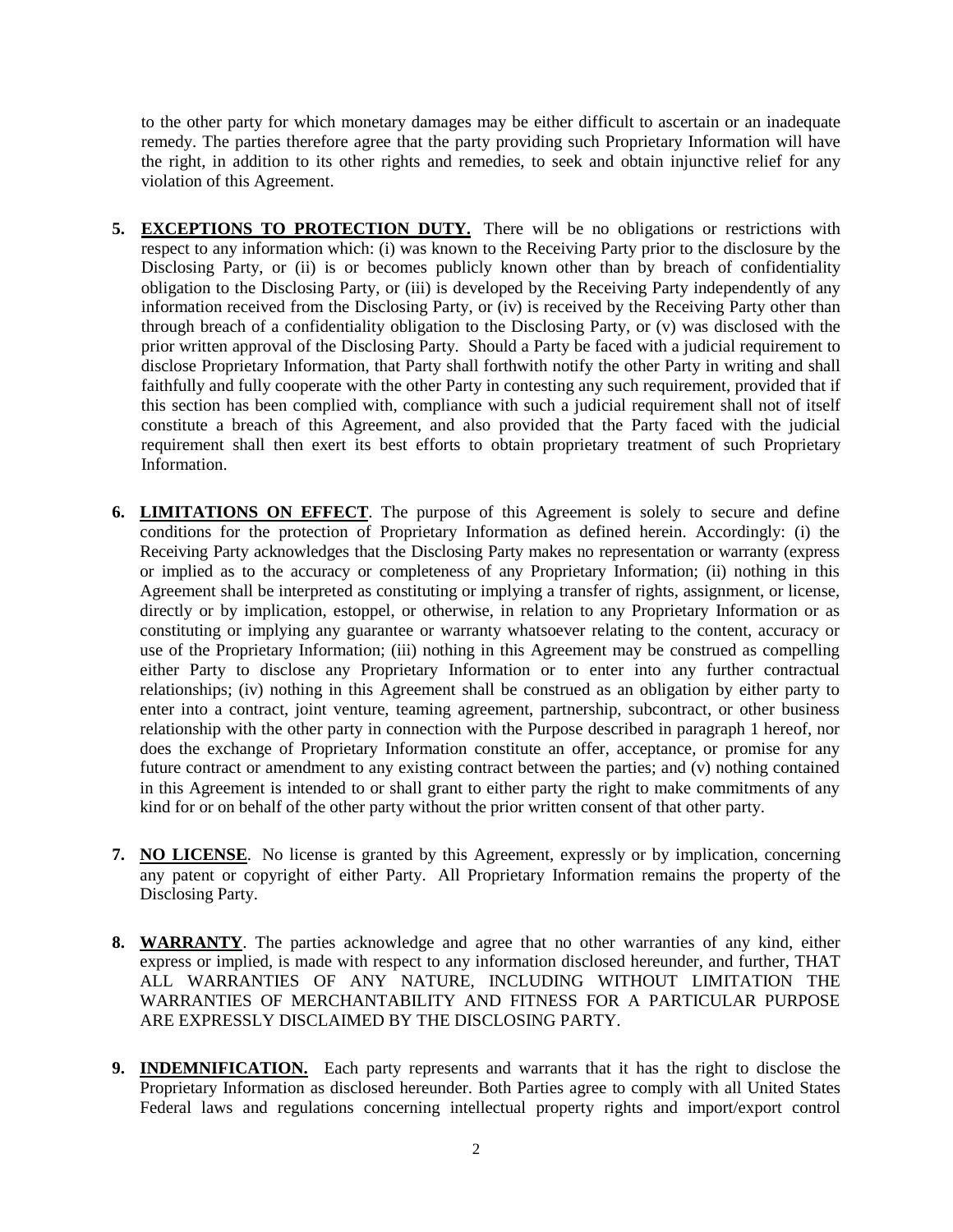to the other party for which monetary damages may be either difficult to ascertain or an inadequate remedy. The parties therefore agree that the party providing such Proprietary Information will have the right, in addition to its other rights and remedies, to seek and obtain injunctive relief for any violation of this Agreement.

5. **EXCEPTIONS TO PROTECTION DUTY.** There will be no obligations or restrictions with respect to any information which: (i) was known to the Receiving Party prior to the disclosure by the Disclosing Party, or (ii) is or becomes publicly known other than by breach of confidentiality obligation to the Disclosing Party, or (iii) is developed by the Receiving Party independently of any information received from the Disclosing Party, or (iv) is received by the Receiving Party other than through breach of a confidentiality obligation to the Disclosing Party, or (v) was disclosed with the prior written approval of the Disclosing Party. Should a Party be faced with a judicial requirement to disclose Proprietary Information, that Party shall forthwith notify the other Party in writing and shall faithfully and fully cooperate with the other Party in contesting any such requirement, provided that if this section has been complied with, compliance with such a judicial requirement shall not of itself constitute a breach of this Agreement, and also provided that the Party faced with the judicial requirement shall then exert its best efforts to obtain proprietary treatment of such Proprietary Information.

6. **LIMITATIONS ON EFFECT**. The purpose of this Agreement is solely to secure and define conditions for the protection of Proprietary Information as defined herein. Accordingly: (i) the Receiving Party acknowledges that the Disclosing Party makes no representation or warranty (express or implied as to the accuracy or completeness of any Proprietary Information; (ii) nothing in this Agreement shall be interpreted as constituting or implying a transfer of rights, assignment, or license, directly or by implication, estoppel, or otherwise, in relation to any Proprietary Information or as constituting or implying any guarantee or warranty whatsoever relating to the content, accuracy or use of the Proprietary Information; (iii) nothing in this Agreement may be construed as compelling either Party to disclose any Proprietary Information or to enter into any further contractual relationships; (iv) nothing in this Agreement shall be construed as an obligation by either party to enter into a contract, joint venture, teaming agreement, partnership, subcontract, or other business relationship with the other party in connection with the Purpose described in paragraph 1 hereof, nor does the exchange of Proprietary Information constitute an offer, acceptance, or promise for any future contract or amendment to any existing contract between the parties; and (v) nothing contained in this Agreement is intended to or shall grant to either party the right to make commitments of any kind for or on behalf of the other party without the prior written consent of that other party.

7. **NO LICENSE**. No license is granted by this Agreement, expressly or by implication, concerning any patent or copyright of either Party. All Proprietary Information remains the property of the Disclosing Party.

8. **WARRANTY**. The parties acknowledge and agree that no other warranties of any kind, either express or implied, is made with respect to any information disclosed hereunder, and further, THAT ALL WARRANTIES OF ANY NATURE, INCLUDING WITHOUT LIMITATION THE WARRANTIES OF MERCHANTABILITY AND FITNESS FOR A PARTICULAR PURPOSE ARE EXPRESSLY DISCLAIMED BY THE DISCLOSING PARTY.

9. **INDEMNIFICATION.** Each party represents and warrants that it has the right to disclose the Proprietary Information as disclosed hereunder. Both Parties agree to comply with all United States Federal laws and regulations concerning intellectual property rights and import/export control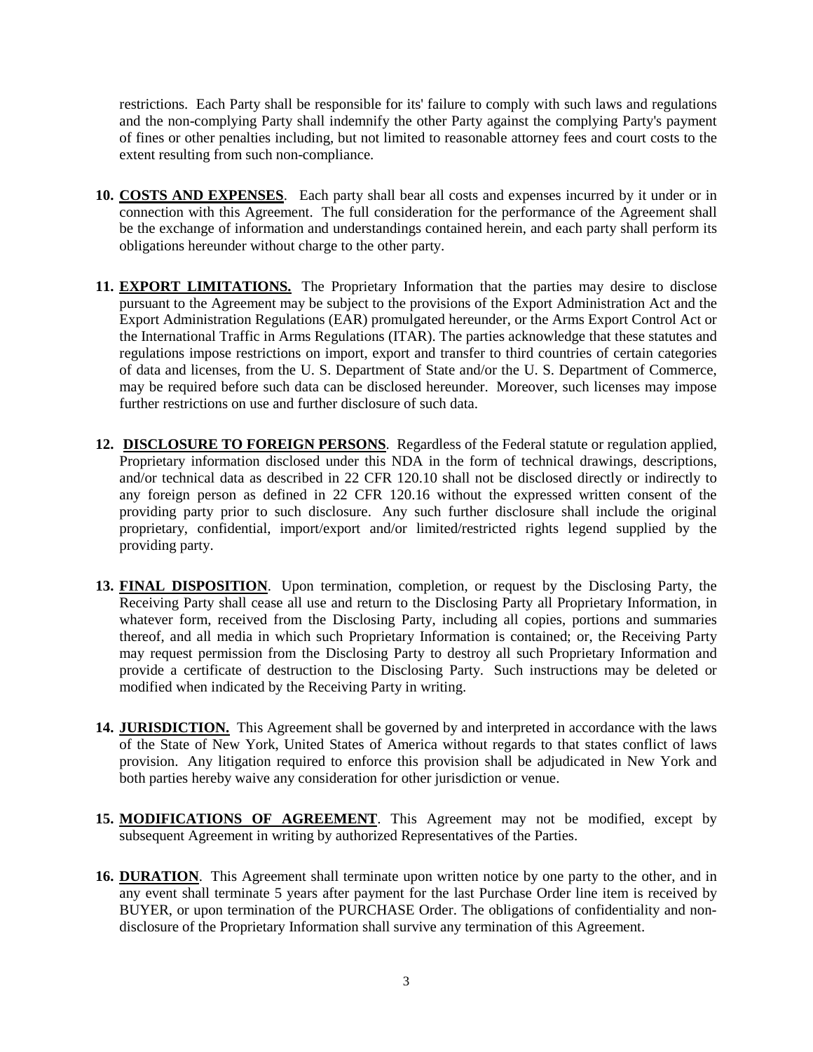restrictions. Each Party shall be responsible for its' failure to comply with such laws and regulations and the non-complying Party shall indemnify the other Party against the complying Party's payment of fines or other penalties including, but not limited to reasonable attorney fees and court costs to the extent resulting from such non-compliance.

10. **COSTS AND EXPENSES**. Each party shall bear all costs and expenses incurred by it under or in connection with this Agreement. The full consideration for the performance of the Agreement shall be the exchange of information and understandings contained herein, and each party shall perform its obligations hereunder without charge to the other party.

11. **EXPORT LIMITATIONS.** The Proprietary Information that the parties may desire to disclose pursuant to the Agreement may be subject to the provisions of the Export Administration Act and the Export Administration Regulations (EAR) promulgated hereunder, or the Arms Export Control Act or the International Traffic in Arms Regulations (ITAR). The parties acknowledge that these statutes and regulations impose restrictions on import, export and transfer to third countries of certain categories of data and licenses, from the U. S. Department of State and/or the U. S. Department of Commerce, may be required before such data can be disclosed hereunder. Moreover, such licenses may impose further restrictions on use and further disclosure of such data.

12. **DISCLOSURE TO FOREIGN PERSONS**. Regardless of the Federal statute or regulation applied, Proprietary information disclosed under this NDA in the form of technical drawings, descriptions, and/or technical data as described in 22 CFR 120.10 shall not be disclosed directly or indirectly to any foreign person as defined in 22 CFR 120.16 without the expressed written consent of the providing party prior to such disclosure. Any such further disclosure shall include the original proprietary, confidential, import/export and/or limited/restricted rights legend supplied by the providing party.

13. **FINAL DISPOSITION**. Upon termination, completion, or request by the Disclosing Party, the Receiving Party shall cease all use and return to the Disclosing Party all Proprietary Information, in whatever form, received from the Disclosing Party, including all copies, portions and summaries thereof, and all media in which such Proprietary Information is contained; or, the Receiving Party may request permission from the Disclosing Party to destroy all such Proprietary Information and provide a certificate of destruction to the Disclosing Party. Such instructions may be deleted or modified when indicated by the Receiving Party in writing.

14. **JURISDICTION.** This Agreement shall be governed by and interpreted in accordance with the laws of the State of New York, United States of America without regards to that states conflict of laws provision. Any litigation required to enforce this provision shall be adjudicated in New York and both parties hereby waive any consideration for other jurisdiction or venue.

15. **MODIFICATIONS OF AGREEMENT**. This Agreement may not be modified, except by subsequent Agreement in writing by authorized Representatives of the Parties.

16. **DURATION**. This Agreement shall terminate upon written notice by one party to the other, and in any event shall terminate 5 years after payment for the last Purchase Order line item is received by BUYER, or upon termination of the PURCHASE Order. The obligations of confidentiality and non-disclosure of the Proprietary Information shall survive any termination of this Agreement.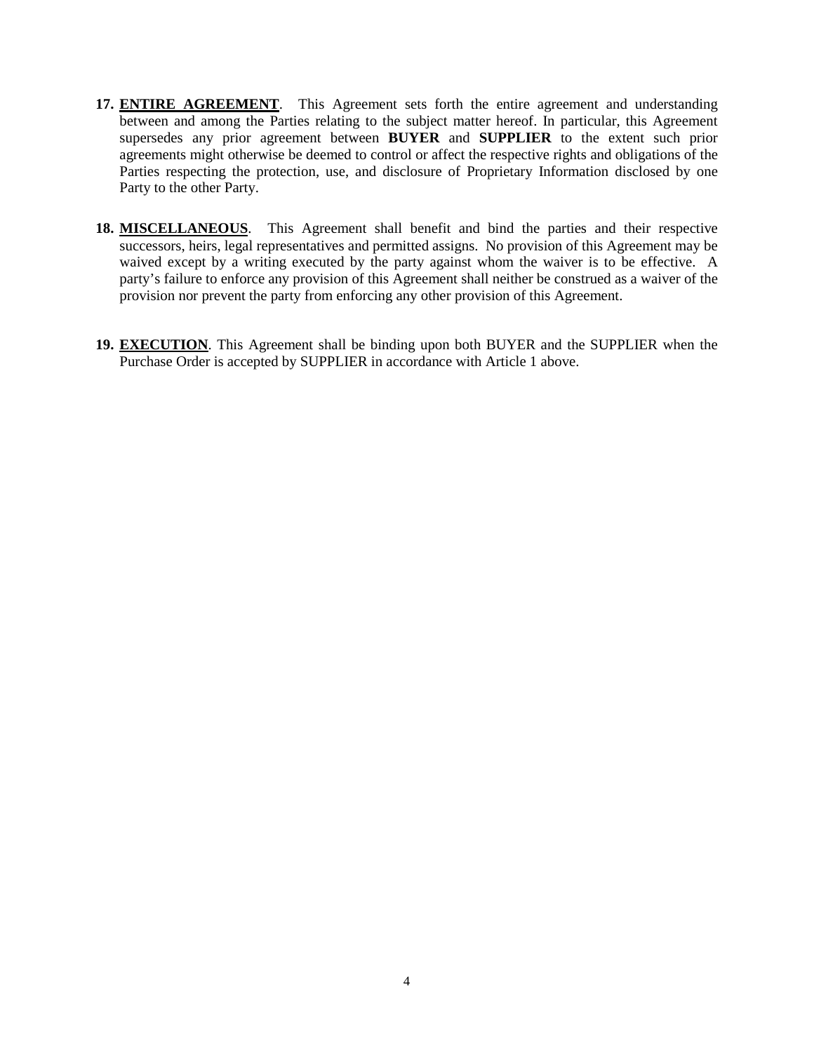17. **ENTIRE AGREEMENT**. This Agreement sets forth the entire agreement and understanding between and among the Parties relating to the subject matter hereof. In particular, this Agreement supersedes any prior agreement between **BUYER** and **SUPPLIER** to the extent such prior agreements might otherwise be deemed to control or affect the respective rights and obligations of the Parties respecting the protection, use, and disclosure of Proprietary Information disclosed by one Party to the other Party.

18. **MISCELLANEOUS**. This Agreement shall benefit and bind the parties and their respective successors, heirs, legal representatives and permitted assigns. No provision of this Agreement may be waived except by a writing executed by the party against whom the waiver is to be effective. A party's failure to enforce any provision of this Agreement shall neither be construed as a waiver of the provision nor prevent the party from enforcing any other provision of this Agreement.

19. **EXECUTION**. This Agreement shall be binding upon both BUYER and the SUPPLIER when the Purchase Order is accepted by SUPPLIER in accordance with Article 1 above.